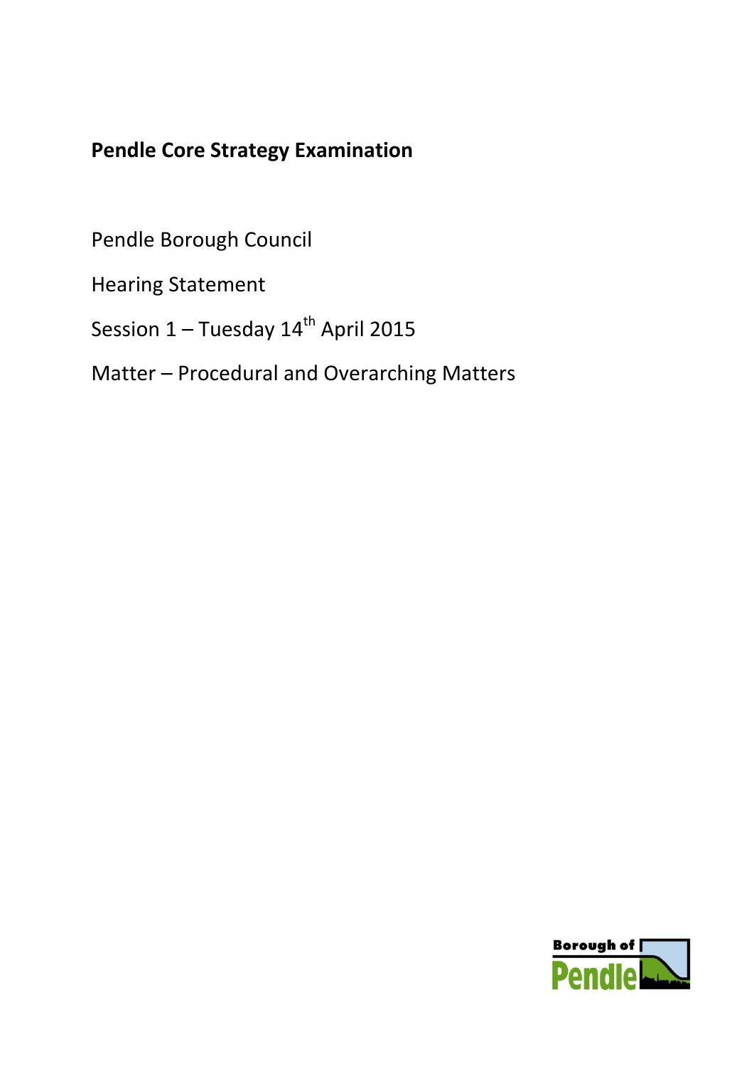# Pendle Core Strategy Examination

Pendle Borough Council

Hearing Statement

Session 1 – Tuesday 14th April 2015

Matter – Procedural and Overarching Matters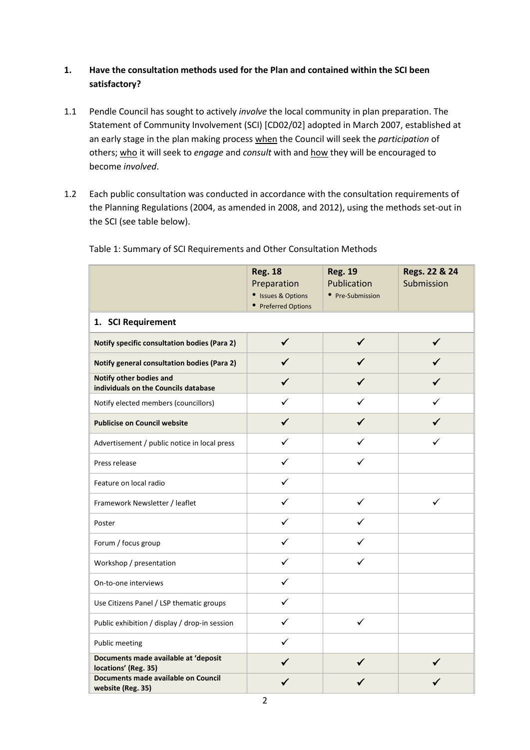1. **Have the consultation methods used for the Plan and contained within the SCI been satisfactory?**

1.1 Pendle Council has sought to actively *involve* the local community in plan preparation. The Statement of Community Involvement (SCI) [CD02/02] adopted in March 2007, established at an early stage in the plan making process when the Council will seek the *participation* of others; who it will seek to *engage* and *consult* with and how they will be encouraged to become *involved*.

1.2 Each public consultation was conducted in accordance with the consultation requirements of the Planning Regulations (2004, as amended in 2008, and 2012), using the methods set-out in the SCI (see table below).

Table 1: Summary of SCI Requirements and Other Consultation Methods

| | **Reg. 18** Preparation • Issues & Options • Preferred Options | **Reg. 19** Publication • Pre-Submission | **Regs. 22 & 24** Submission |
|---|---|---|---|
| **1. SCI Requirement** | | | |
| **Notify specific consultation bodies (Para 2)** | ✓ | ✓ | ✓ |
| **Notify general consultation bodies (Para 2)** | ✓ | ✓ | ✓ |
| **Notify other bodies and individuals on the Councils database** | ✓ | ✓ | ✓ |
| Notify elected members (councillors) | ✓ | ✓ | ✓ |
| **Publicise on Council website** | ✓ | ✓ | ✓ |
| Advertisement / public notice in local press | ✓ | ✓ | ✓ |
| Press release | ✓ | ✓ | |
| Feature on local radio | ✓ | | |
| Framework Newsletter / leaflet | ✓ | ✓ | ✓ |
| Poster | ✓ | ✓ | |
| Forum / focus group | ✓ | ✓ | |
| Workshop / presentation | ✓ | ✓ | |
| On-to-one interviews | ✓ | | |
| Use Citizens Panel / LSP thematic groups | ✓ | | |
| Public exhibition / display / drop-in session | ✓ | ✓ | |
| Public meeting | ✓ | | |
| **Documents made available at 'deposit locations' (Reg. 35)** | ✓ | ✓ | ✓ |
| **Documents made available on Council website (Reg. 35)** | ✓ | ✓ | ✓ |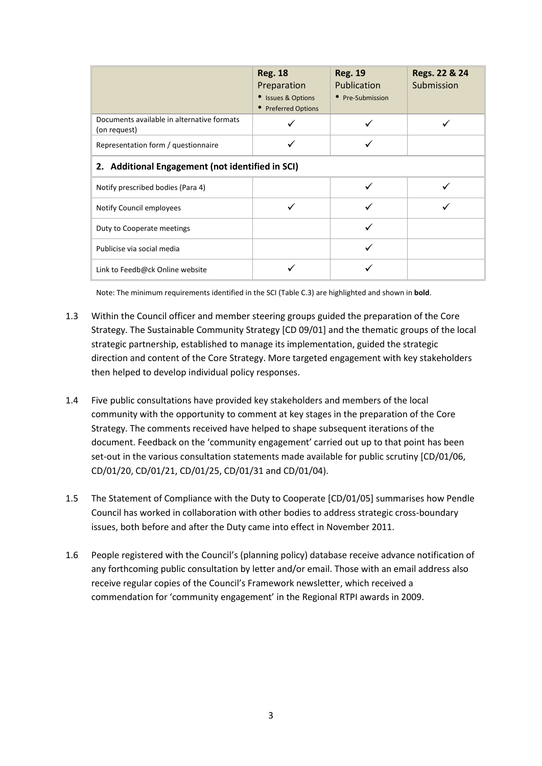| | **Reg. 18** Preparation<br>• Issues & Options<br>• Preferred Options | **Reg. 19** Publication<br>• Pre-Submission | **Regs. 22 & 24** Submission |
|---|---|---|---|
| Documents available in alternative formats (on request) | ✓ | ✓ | ✓ |
| Representation form / questionnaire | ✓ | ✓ | |
| **2. Additional Engagement (not identified in SCI)** | | | |
| Notify prescribed bodies (Para 4) | | ✓ | ✓ |
| Notify Council employees | ✓ | ✓ | ✓ |
| Duty to Cooperate meetings | | ✓ | |
| Publicise via social media | | ✓ | |
| Link to Feedb@ck Online website | ✓ | ✓ | |

Note: The minimum requirements identified in the SCI (Table C.3) are highlighted and shown in **bold**.

1.3 Within the Council officer and member steering groups guided the preparation of the Core Strategy. The Sustainable Community Strategy [CD 09/01] and the thematic groups of the local strategic partnership, established to manage its implementation, guided the strategic direction and content of the Core Strategy. More targeted engagement with key stakeholders then helped to develop individual policy responses.

1.4 Five public consultations have provided key stakeholders and members of the local community with the opportunity to comment at key stages in the preparation of the Core Strategy. The comments received have helped to shape subsequent iterations of the document. Feedback on the 'community engagement' carried out up to that point has been set-out in the various consultation statements made available for public scrutiny [CD/01/06, CD/01/20, CD/01/21, CD/01/25, CD/01/31 and CD/01/04).

1.5 The Statement of Compliance with the Duty to Cooperate [CD/01/05] summarises how Pendle Council has worked in collaboration with other bodies to address strategic cross-boundary issues, both before and after the Duty came into effect in November 2011.

1.6 People registered with the Council's (planning policy) database receive advance notification of any forthcoming public consultation by letter and/or email. Those with an email address also receive regular copies of the Council's Framework newsletter, which received a commendation for 'community engagement' in the Regional RTPI awards in 2009.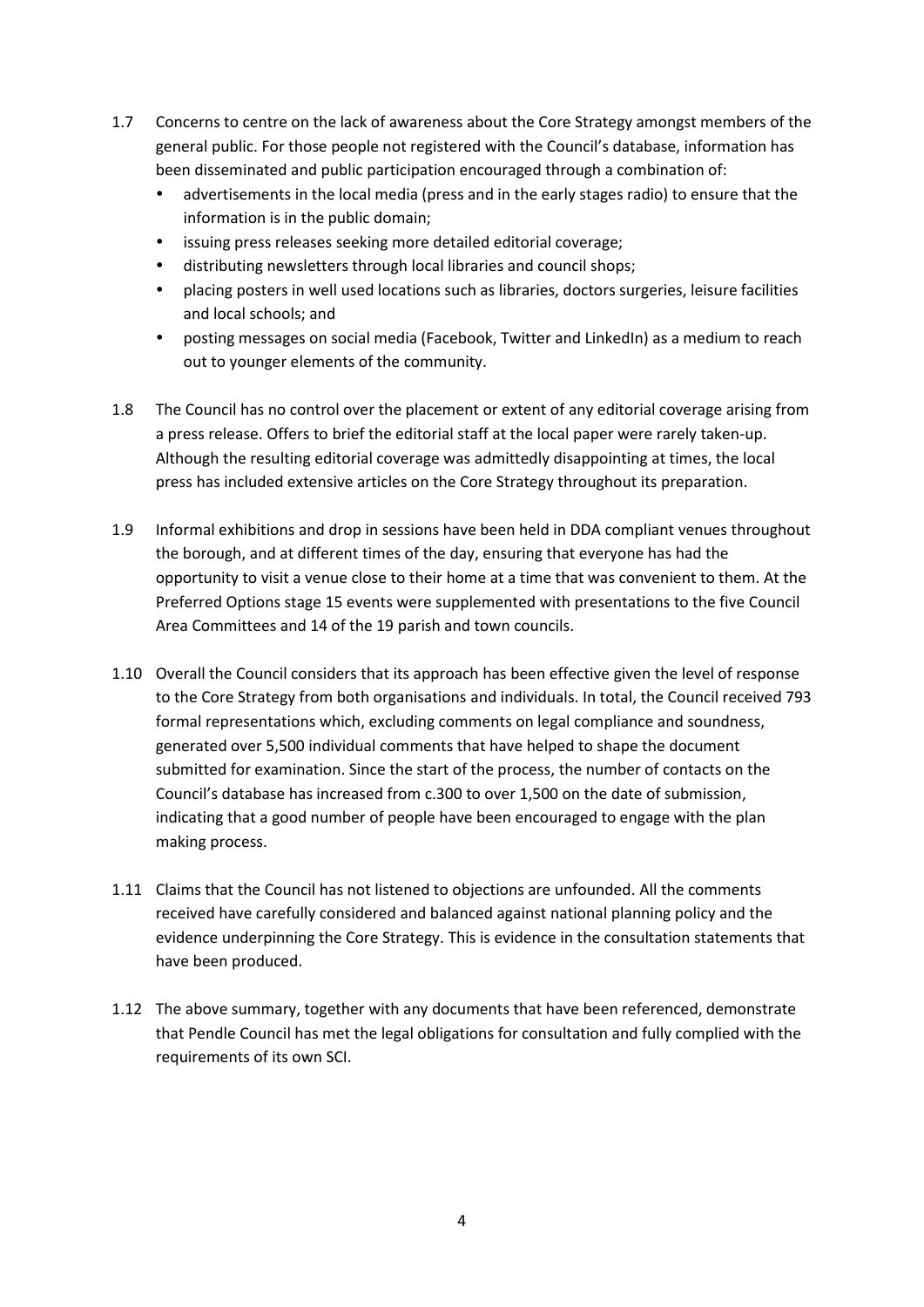1.7 Concerns to centre on the lack of awareness about the Core Strategy amongst members of the general public. For those people not registered with the Council's database, information has been disseminated and public participation encouraged through a combination of:

- advertisements in the local media (press and in the early stages radio) to ensure that the information is in the public domain;
- issuing press releases seeking more detailed editorial coverage;
- distributing newsletters through local libraries and council shops;
- placing posters in well used locations such as libraries, doctors surgeries, leisure facilities and local schools; and
- posting messages on social media (Facebook, Twitter and LinkedIn) as a medium to reach out to younger elements of the community.

1.8 The Council has no control over the placement or extent of any editorial coverage arising from a press release. Offers to brief the editorial staff at the local paper were rarely taken-up. Although the resulting editorial coverage was admittedly disappointing at times, the local press has included extensive articles on the Core Strategy throughout its preparation.

1.9 Informal exhibitions and drop in sessions have been held in DDA compliant venues throughout the borough, and at different times of the day, ensuring that everyone has had the opportunity to visit a venue close to their home at a time that was convenient to them. At the Preferred Options stage 15 events were supplemented with presentations to the five Council Area Committees and 14 of the 19 parish and town councils.

1.10 Overall the Council considers that its approach has been effective given the level of response to the Core Strategy from both organisations and individuals. In total, the Council received 793 formal representations which, excluding comments on legal compliance and soundness, generated over 5,500 individual comments that have helped to shape the document submitted for examination. Since the start of the process, the number of contacts on the Council's database has increased from c.300 to over 1,500 on the date of submission, indicating that a good number of people have been encouraged to engage with the plan making process.

1.11 Claims that the Council has not listened to objections are unfounded. All the comments received have carefully considered and balanced against national planning policy and the evidence underpinning the Core Strategy. This is evidence in the consultation statements that have been produced.

1.12 The above summary, together with any documents that have been referenced, demonstrate that Pendle Council has met the legal obligations for consultation and fully complied with the requirements of its own SCI.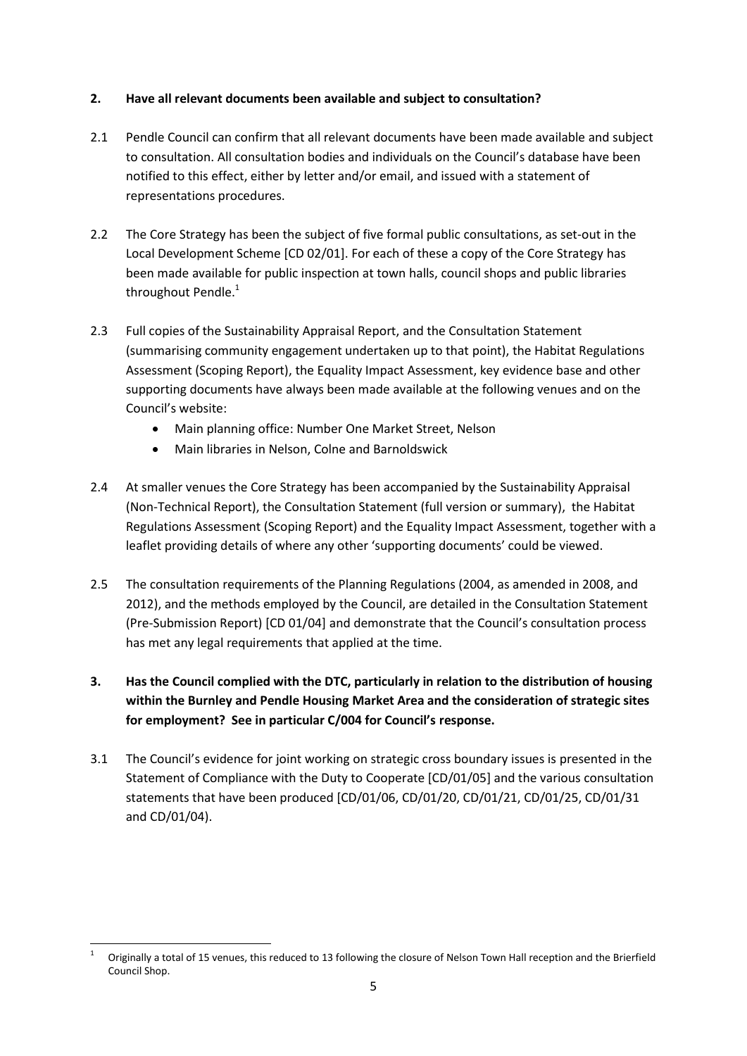**2. Have all relevant documents been available and subject to consultation?**

2.1 Pendle Council can confirm that all relevant documents have been made available and subject to consultation. All consultation bodies and individuals on the Council's database have been notified to this effect, either by letter and/or email, and issued with a statement of representations procedures.

2.2 The Core Strategy has been the subject of five formal public consultations, as set-out in the Local Development Scheme [CD 02/01]. For each of these a copy of the Core Strategy has been made available for public inspection at town halls, council shops and public libraries throughout Pendle.[1]

2.3 Full copies of the Sustainability Appraisal Report, and the Consultation Statement (summarising community engagement undertaken up to that point), the Habitat Regulations Assessment (Scoping Report), the Equality Impact Assessment, key evidence base and other supporting documents have always been made available at the following venues and on the Council's website:

- Main planning office: Number One Market Street, Nelson
- Main libraries in Nelson, Colne and Barnoldswick

2.4 At smaller venues the Core Strategy has been accompanied by the Sustainability Appraisal (Non-Technical Report), the Consultation Statement (full version or summary), the Habitat Regulations Assessment (Scoping Report) and the Equality Impact Assessment, together with a leaflet providing details of where any other 'supporting documents' could be viewed.

2.5 The consultation requirements of the Planning Regulations (2004, as amended in 2008, and 2012), and the methods employed by the Council, are detailed in the Consultation Statement (Pre-Submission Report) [CD 01/04] and demonstrate that the Council's consultation process has met any legal requirements that applied at the time.

**3. Has the Council complied with the DTC, particularly in relation to the distribution of housing within the Burnley and Pendle Housing Market Area and the consideration of strategic sites for employment? See in particular C/004 for Council's response.**

3.1 The Council's evidence for joint working on strategic cross boundary issues is presented in the Statement of Compliance with the Duty to Cooperate [CD/01/05] and the various consultation statements that have been produced [CD/01/06, CD/01/20, CD/01/21, CD/01/25, CD/01/31 and CD/01/04).

---

[1] Originally a total of 15 venues, this reduced to 13 following the closure of Nelson Town Hall reception and the Brierfield Council Shop.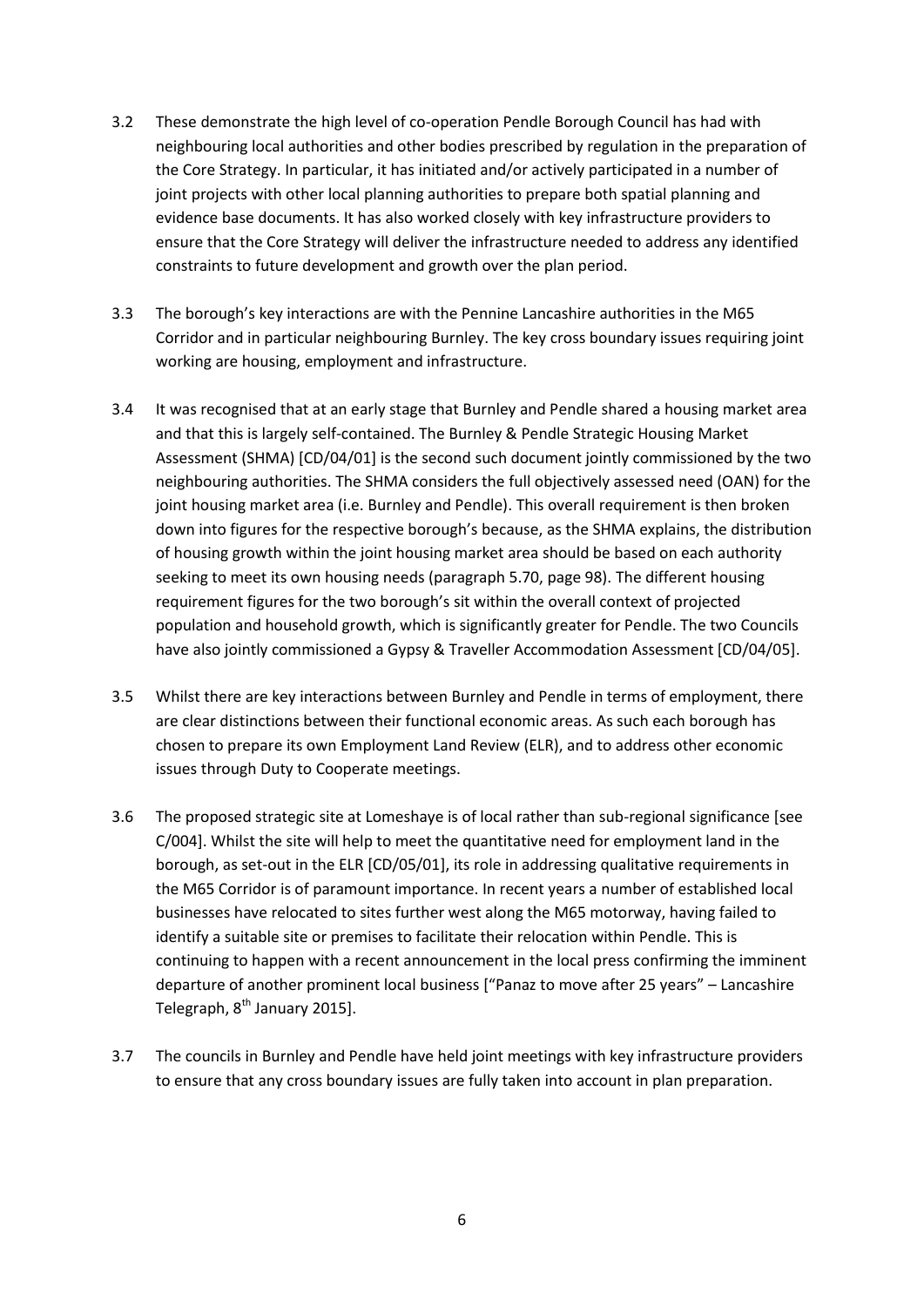3.2 These demonstrate the high level of co-operation Pendle Borough Council has had with neighbouring local authorities and other bodies prescribed by regulation in the preparation of the Core Strategy. In particular, it has initiated and/or actively participated in a number of joint projects with other local planning authorities to prepare both spatial planning and evidence base documents. It has also worked closely with key infrastructure providers to ensure that the Core Strategy will deliver the infrastructure needed to address any identified constraints to future development and growth over the plan period.

3.3 The borough's key interactions are with the Pennine Lancashire authorities in the M65 Corridor and in particular neighbouring Burnley. The key cross boundary issues requiring joint working are housing, employment and infrastructure.

3.4 It was recognised that at an early stage that Burnley and Pendle shared a housing market area and that this is largely self-contained. The Burnley & Pendle Strategic Housing Market Assessment (SHMA) [CD/04/01] is the second such document jointly commissioned by the two neighbouring authorities. The SHMA considers the full objectively assessed need (OAN) for the joint housing market area (i.e. Burnley and Pendle). This overall requirement is then broken down into figures for the respective borough's because, as the SHMA explains, the distribution of housing growth within the joint housing market area should be based on each authority seeking to meet its own housing needs (paragraph 5.70, page 98). The different housing requirement figures for the two borough's sit within the overall context of projected population and household growth, which is significantly greater for Pendle. The two Councils have also jointly commissioned a Gypsy & Traveller Accommodation Assessment [CD/04/05].

3.5 Whilst there are key interactions between Burnley and Pendle in terms of employment, there are clear distinctions between their functional economic areas. As such each borough has chosen to prepare its own Employment Land Review (ELR), and to address other economic issues through Duty to Cooperate meetings.

3.6 The proposed strategic site at Lomeshaye is of local rather than sub-regional significance [see C/004]. Whilst the site will help to meet the quantitative need for employment land in the borough, as set-out in the ELR [CD/05/01], its role in addressing qualitative requirements in the M65 Corridor is of paramount importance. In recent years a number of established local businesses have relocated to sites further west along the M65 motorway, having failed to identify a suitable site or premises to facilitate their relocation within Pendle. This is continuing to happen with a recent announcement in the local press confirming the imminent departure of another prominent local business ["Panaz to move after 25 years" – Lancashire Telegraph, 8th January 2015].

3.7 The councils in Burnley and Pendle have held joint meetings with key infrastructure providers to ensure that any cross boundary issues are fully taken into account in plan preparation.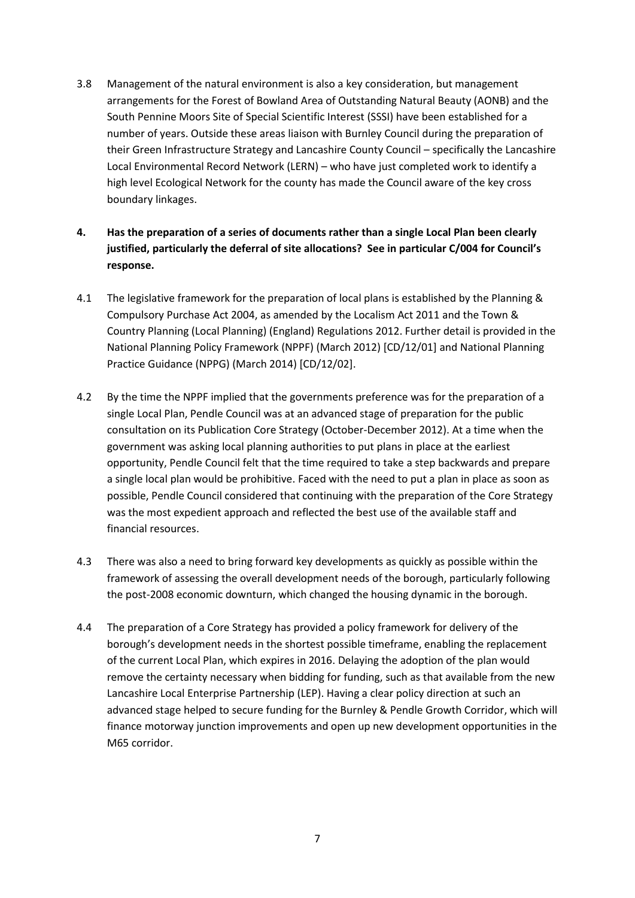3.8 Management of the natural environment is also a key consideration, but management arrangements for the Forest of Bowland Area of Outstanding Natural Beauty (AONB) and the South Pennine Moors Site of Special Scientific Interest (SSSI) have been established for a number of years. Outside these areas liaison with Burnley Council during the preparation of their Green Infrastructure Strategy and Lancashire County Council – specifically the Lancashire Local Environmental Record Network (LERN) – who have just completed work to identify a high level Ecological Network for the county has made the Council aware of the key cross boundary linkages.

**4. Has the preparation of a series of documents rather than a single Local Plan been clearly justified, particularly the deferral of site allocations? See in particular C/004 for Council's response.**

4.1 The legislative framework for the preparation of local plans is established by the Planning & Compulsory Purchase Act 2004, as amended by the Localism Act 2011 and the Town & Country Planning (Local Planning) (England) Regulations 2012. Further detail is provided in the National Planning Policy Framework (NPPF) (March 2012) [CD/12/01] and National Planning Practice Guidance (NPPG) (March 2014) [CD/12/02].

4.2 By the time the NPPF implied that the governments preference was for the preparation of a single Local Plan, Pendle Council was at an advanced stage of preparation for the public consultation on its Publication Core Strategy (October-December 2012). At a time when the government was asking local planning authorities to put plans in place at the earliest opportunity, Pendle Council felt that the time required to take a step backwards and prepare a single local plan would be prohibitive. Faced with the need to put a plan in place as soon as possible, Pendle Council considered that continuing with the preparation of the Core Strategy was the most expedient approach and reflected the best use of the available staff and financial resources.

4.3 There was also a need to bring forward key developments as quickly as possible within the framework of assessing the overall development needs of the borough, particularly following the post-2008 economic downturn, which changed the housing dynamic in the borough.

4.4 The preparation of a Core Strategy has provided a policy framework for delivery of the borough's development needs in the shortest possible timeframe, enabling the replacement of the current Local Plan, which expires in 2016. Delaying the adoption of the plan would remove the certainty necessary when bidding for funding, such as that available from the new Lancashire Local Enterprise Partnership (LEP). Having a clear policy direction at such an advanced stage helped to secure funding for the Burnley & Pendle Growth Corridor, which will finance motorway junction improvements and open up new development opportunities in the M65 corridor.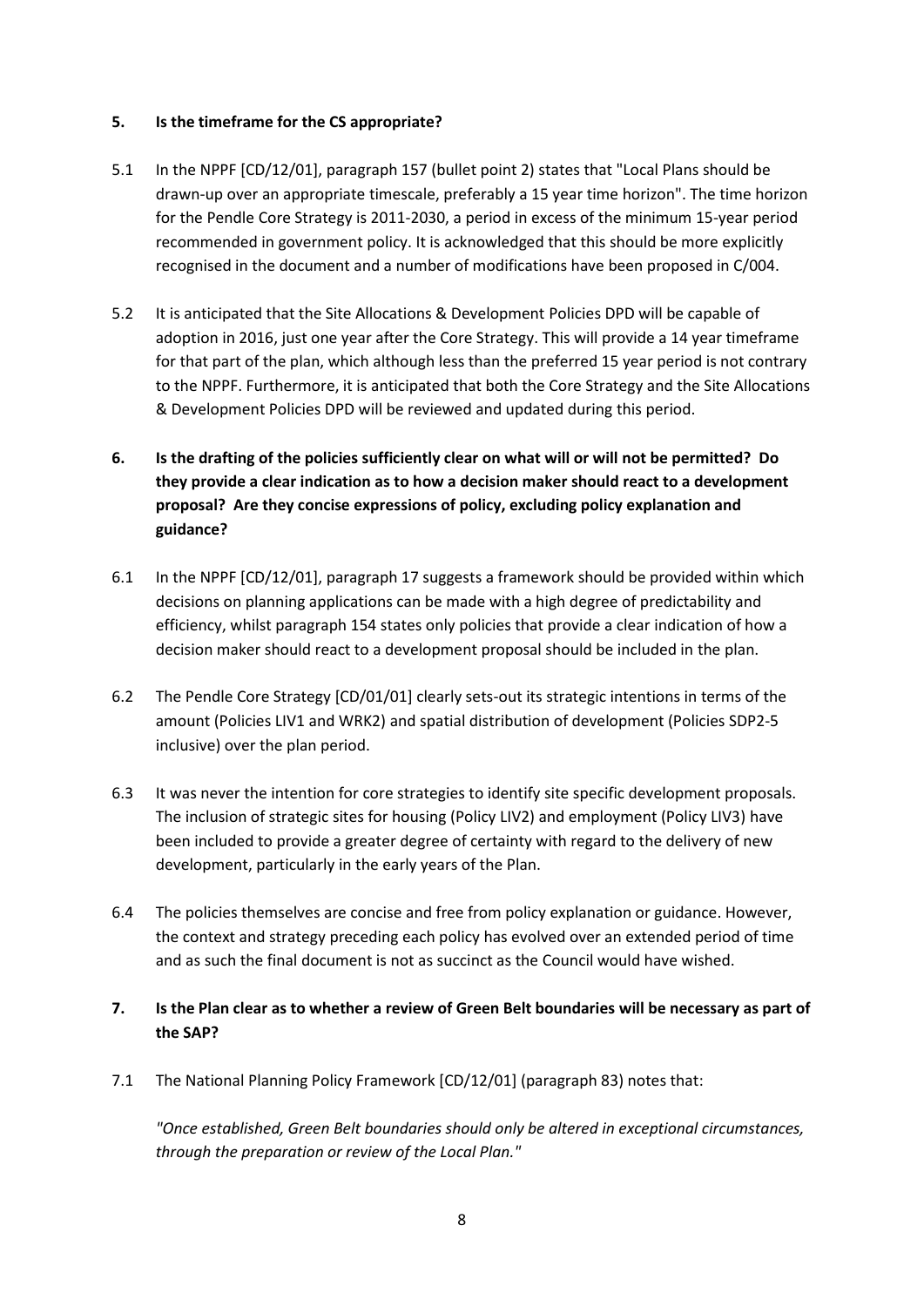**5. Is the timeframe for the CS appropriate?**

5.1 In the NPPF [CD/12/01], paragraph 157 (bullet point 2) states that "Local Plans should be drawn-up over an appropriate timescale, preferably a 15 year time horizon". The time horizon for the Pendle Core Strategy is 2011-2030, a period in excess of the minimum 15-year period recommended in government policy. It is acknowledged that this should be more explicitly recognised in the document and a number of modifications have been proposed in C/004.

5.2 It is anticipated that the Site Allocations & Development Policies DPD will be capable of adoption in 2016, just one year after the Core Strategy. This will provide a 14 year timeframe for that part of the plan, which although less than the preferred 15 year period is not contrary to the NPPF. Furthermore, it is anticipated that both the Core Strategy and the Site Allocations & Development Policies DPD will be reviewed and updated during this period.

**6. Is the drafting of the policies sufficiently clear on what will or will not be permitted? Do they provide a clear indication as to how a decision maker should react to a development proposal? Are they concise expressions of policy, excluding policy explanation and guidance?**

6.1 In the NPPF [CD/12/01], paragraph 17 suggests a framework should be provided within which decisions on planning applications can be made with a high degree of predictability and efficiency, whilst paragraph 154 states only policies that provide a clear indication of how a decision maker should react to a development proposal should be included in the plan.

6.2 The Pendle Core Strategy [CD/01/01] clearly sets-out its strategic intentions in terms of the amount (Policies LIV1 and WRK2) and spatial distribution of development (Policies SDP2-5 inclusive) over the plan period.

6.3 It was never the intention for core strategies to identify site specific development proposals. The inclusion of strategic sites for housing (Policy LIV2) and employment (Policy LIV3) have been included to provide a greater degree of certainty with regard to the delivery of new development, particularly in the early years of the Plan.

6.4 The policies themselves are concise and free from policy explanation or guidance. However, the context and strategy preceding each policy has evolved over an extended period of time and as such the final document is not as succinct as the Council would have wished.

**7. Is the Plan clear as to whether a review of Green Belt boundaries will be necessary as part of the SAP?**

7.1 The National Planning Policy Framework [CD/12/01] (paragraph 83) notes that:

*"Once established, Green Belt boundaries should only be altered in exceptional circumstances, through the preparation or review of the Local Plan."*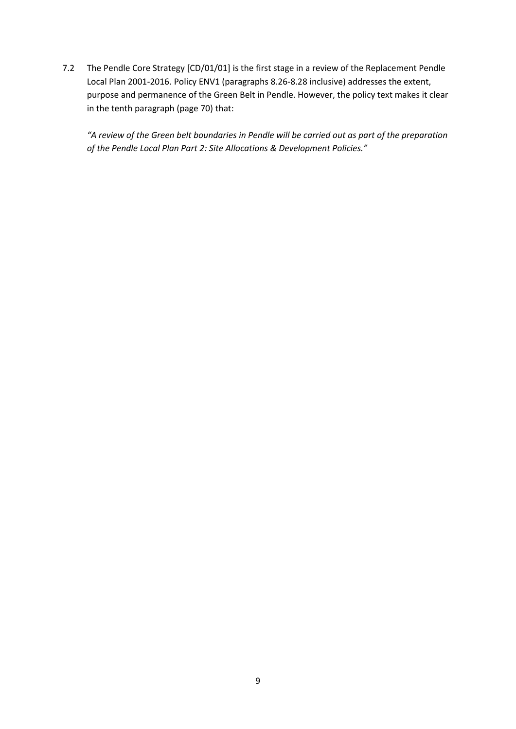7.2 The Pendle Core Strategy [CD/01/01] is the first stage in a review of the Replacement Pendle Local Plan 2001-2016. Policy ENV1 (paragraphs 8.26-8.28 inclusive) addresses the extent, purpose and permanence of the Green Belt in Pendle. However, the policy text makes it clear in the tenth paragraph (page 70) that:

*"A review of the Green belt boundaries in Pendle will be carried out as part of the preparation of the Pendle Local Plan Part 2: Site Allocations & Development Policies."*